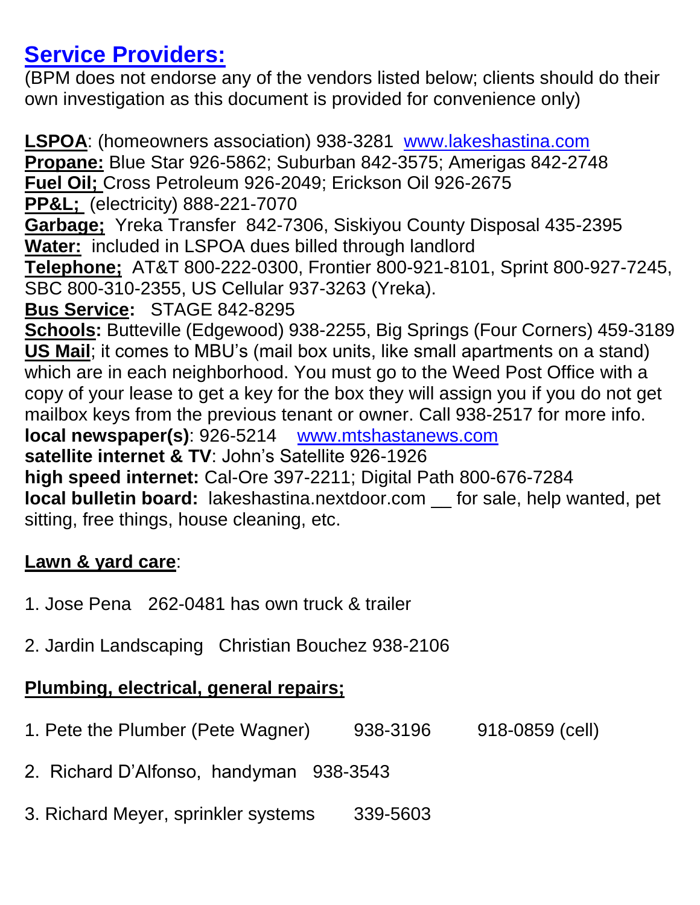# [Service Providers:](#)

(BPM does not endorse any of the vendors listed below; clients should do their own investigation as this document is provided for convenience only)

**LSPOA**: (homeowners association) 938-3281 [www.lakeshastina.com](http://www.lakeshastina.com)
**Propane:** Blue Star 926-5862; Suburban 842-3575; Amerigas 842-2748
**Fuel Oil;** Cross Petroleum 926-2049; Erickson Oil 926-2675
**PP&L;** (electricity) 888-221-7070
**Garbage;** Yreka Transfer 842-7306, Siskiyou County Disposal 435-2395
**Water:** included in LSPOA dues billed through landlord
**Telephone;** AT&T 800-222-0300, Frontier 800-921-8101, Sprint 800-927-7245, SBC 800-310-2355, US Cellular 937-3263 (Yreka).
**Bus Service:** STAGE 842-8295
**Schools:** Butteville (Edgewood) 938-2255, Big Springs (Four Corners) 459-3189
**US Mail**; it comes to MBU's (mail box units, like small apartments on a stand) which are in each neighborhood. You must go to the Weed Post Office with a copy of your lease to get a key for the box they will assign you if you do not get mailbox keys from the previous tenant or owner. Call 938-2517 for more info.
**local newspaper(s)**: 926-5214 [www.mtshastanews.com](http://www.mtshastanews.com)
**satellite internet & TV**: John's Satellite 926-1926
**high speed internet:** Cal-Ore 397-2211; Digital Path 800-676-7284
**local bulletin board:** lakeshastina.nextdoor.com __ for sale, help wanted, pet sitting, free things, house cleaning, etc.

**Lawn & yard care**:

1. Jose Pena 262-0481 has own truck & trailer

2. Jardin Landscaping Christian Bouchez 938-2106

**Plumbing, electrical, general repairs;**

1. Pete the Plumber (Pete Wagner) 938-3196 918-0859 (cell)

2. Richard D'Alfonso, handyman 938-3543

3. Richard Meyer, sprinkler systems 339-5603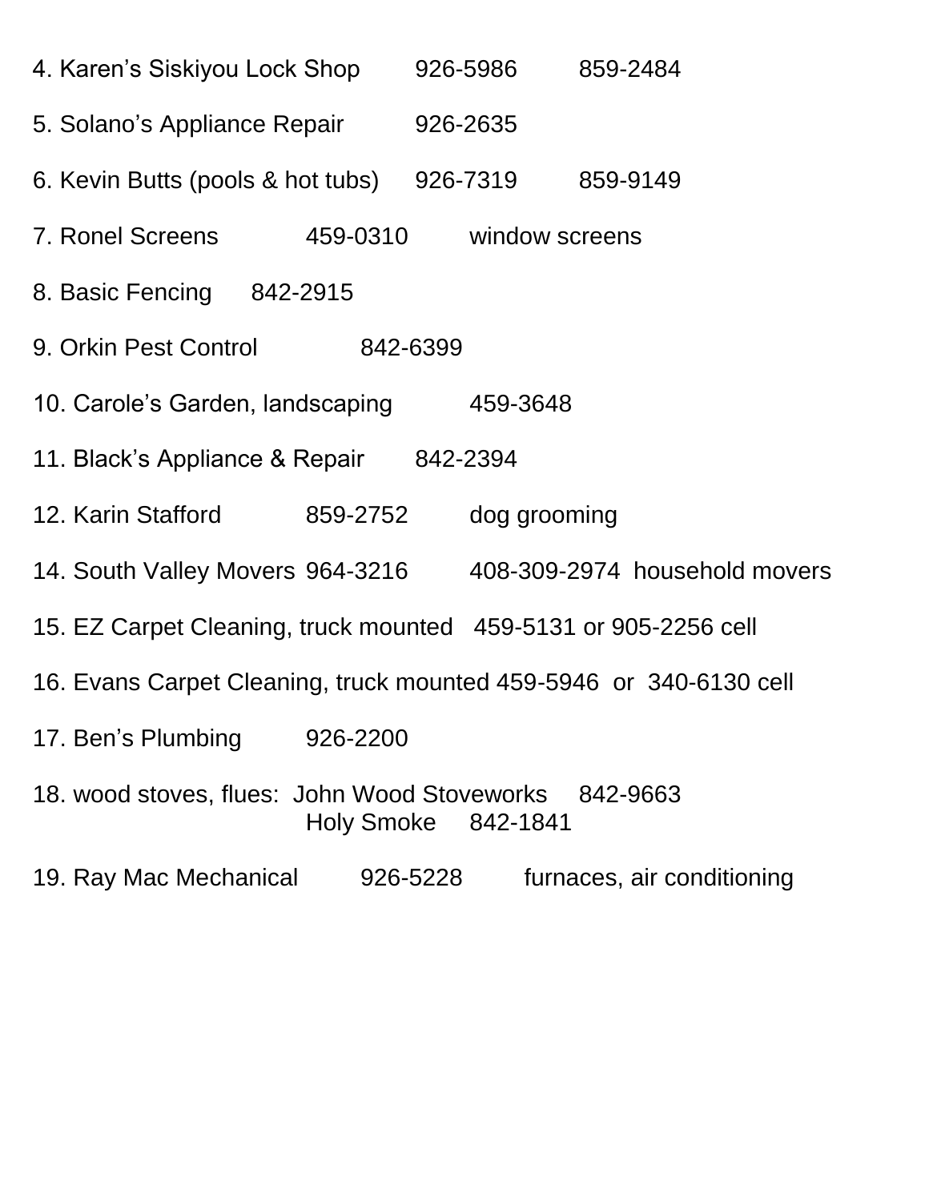4. Karen's Siskiyou Lock Shop 926-5986 859-2484

5. Solano's Appliance Repair 926-2635

6. Kevin Butts (pools & hot tubs) 926-7319 859-9149

7. Ronel Screens 459-0310 window screens

8. Basic Fencing 842-2915

9. Orkin Pest Control 842-6399

10. Carole's Garden, landscaping 459-3648

11. Black's Appliance & Repair 842-2394

12. Karin Stafford 859-2752 dog grooming

14. South Valley Movers 964-3216 408-309-2974 household movers

15. EZ Carpet Cleaning, truck mounted 459-5131 or 905-2256 cell

16. Evans Carpet Cleaning, truck mounted 459-5946 or 340-6130 cell

17. Ben's Plumbing 926-2200

18. wood stoves, flues: John Wood Stoveworks 842-9663
Holy Smoke 842-1841

19. Ray Mac Mechanical 926-5228 furnaces, air conditioning